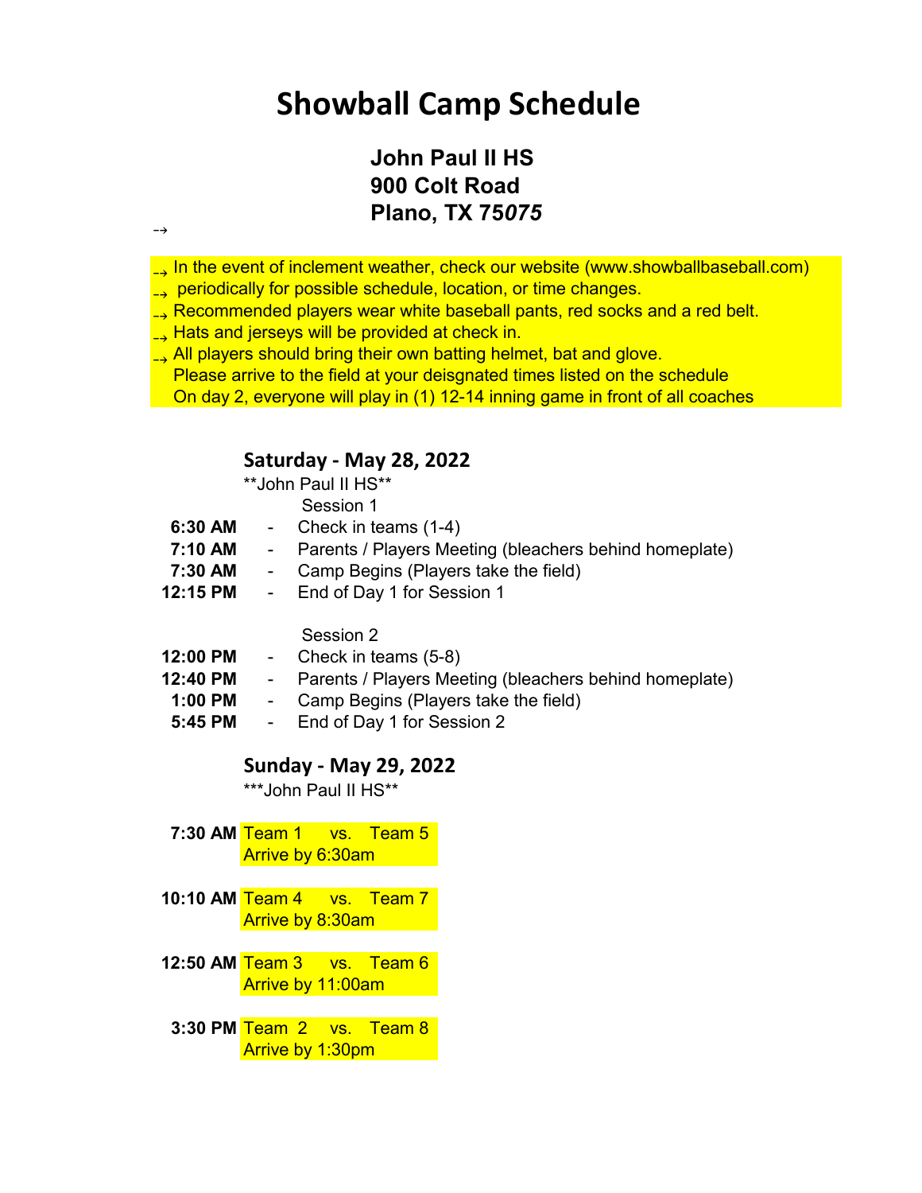# Showball Camp Schedule

**John Paul II HS**
**900 Colt Road**
**Plano, TX 75075**

→

- → In the event of inclement weather, check our website (www.showballbaseball.com)
- → periodically for possible schedule, location, or time changes.
- → Recommended players wear white baseball pants, red socks and a red belt.
- → Hats and jerseys will be provided at check in.
- → All players should bring their own batting helmet, bat and glove.

Please arrive to the field at your deisgnated times listed on the schedule
On day 2, everyone will play in (1) 12-14 inning game in front of all coaches

## Saturday - May 28, 2022

**John Paul II HS**

Session 1

**6:30 AM** - Check in teams (1-4)
**7:10 AM** - Parents / Players Meeting (bleachers behind homeplate)
**7:30 AM** - Camp Begins (Players take the field)
**12:15 PM** - End of Day 1 for Session 1

Session 2

**12:00 PM** - Check in teams (5-8)
**12:40 PM** - Parents / Players Meeting (bleachers behind homeplate)
**1:00 PM** - Camp Begins (Players take the field)
**5:45 PM** - End of Day 1 for Session 2

## Sunday - May 29, 2022

***John Paul II HS**

**7:30 AM** Team 1 vs. Team 5
Arrive by 6:30am

**10:10 AM** Team 4 vs. Team 7
Arrive by 8:30am

**12:50 AM** Team 3 vs. Team 6
Arrive by 11:00am

**3:30 PM** Team 2 vs. Team 8
Arrive by 1:30pm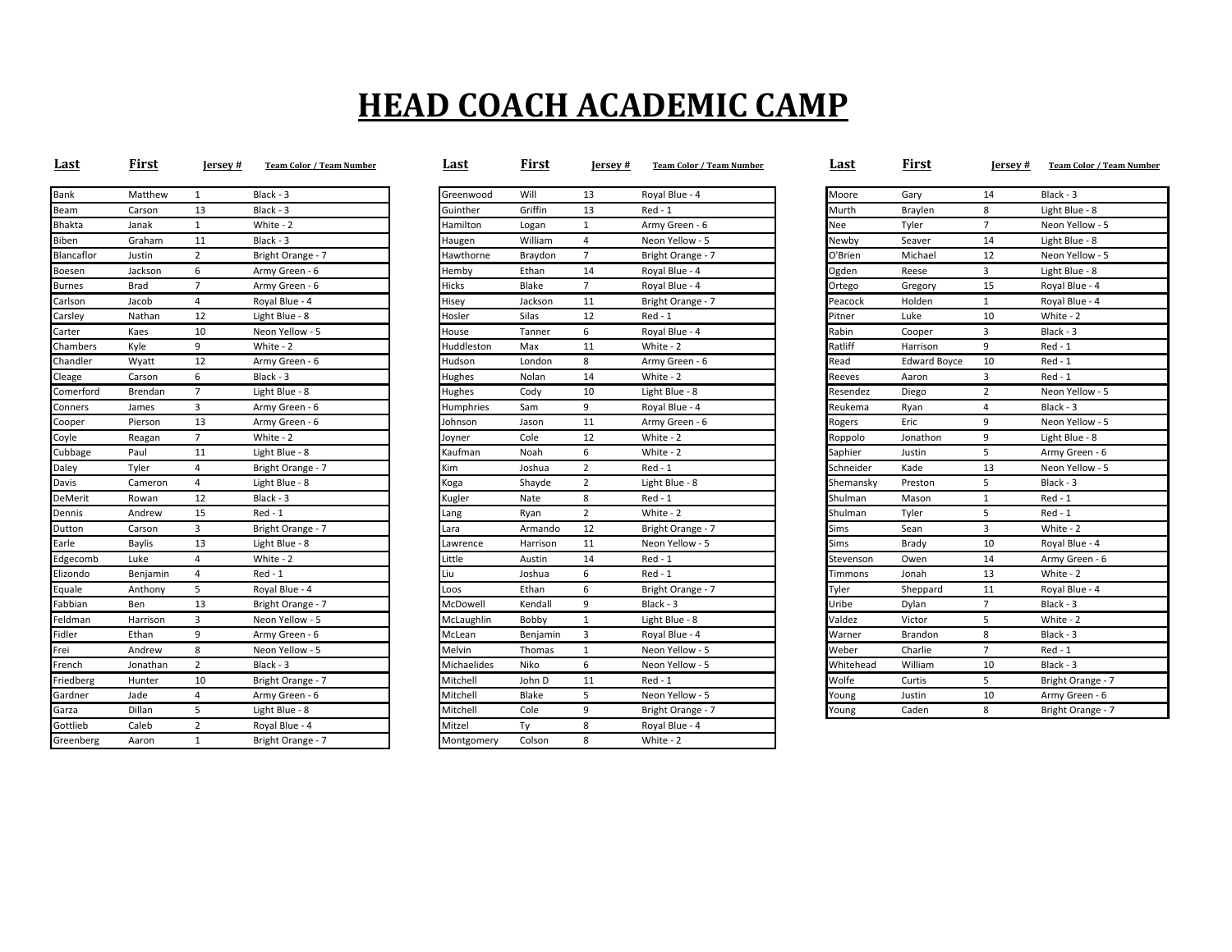# HEAD COACH ACADEMIC CAMP

| Last | First | Jersey # | Team Color / Team Number |
|---|---|---|---|
| Bank | Matthew | 1 | Black - 3 |
| Beam | Carson | 13 | Black - 3 |
| Bhakta | Janak | 1 | White - 2 |
| Biben | Graham | 11 | Black - 3 |
| Blancaflor | Justin | 2 | Bright Orange - 7 |
| Boesen | Jackson | 6 | Army Green - 6 |
| Burnes | Brad | 7 | Army Green - 6 |
| Carlson | Jacob | 4 | Royal Blue - 4 |
| Carsley | Nathan | 12 | Light Blue - 8 |
| Carter | Kaes | 10 | Neon Yellow - 5 |
| Chambers | Kyle | 9 | White - 2 |
| Chandler | Wyatt | 12 | Army Green - 6 |
| Cleage | Carson | 6 | Black - 3 |
| Comerford | Brendan | 7 | Light Blue - 8 |
| Conners | James | 3 | Army Green - 6 |
| Cooper | Pierson | 13 | Army Green - 6 |
| Coyle | Reagan | 7 | White - 2 |
| Cubbage | Paul | 11 | Light Blue - 8 |
| Daley | Tyler | 4 | Bright Orange - 7 |
| Davis | Cameron | 4 | Light Blue - 8 |
| DeMerit | Rowan | 12 | Black - 3 |
| Dennis | Andrew | 15 | Red - 1 |
| Dutton | Carson | 3 | Bright Orange - 7 |
| Earle | Baylis | 13 | Light Blue - 8 |
| Edgecomb | Luke | 4 | White - 2 |
| Elizondo | Benjamin | 4 | Red - 1 |
| Equale | Anthony | 5 | Royal Blue - 4 |
| Fabbian | Ben | 13 | Bright Orange - 7 |
| Feldman | Harrison | 3 | Neon Yellow - 5 |
| Fidler | Ethan | 9 | Army Green - 6 |
| Frei | Andrew | 8 | Neon Yellow - 5 |
| French | Jonathan | 2 | Black - 3 |
| Friedberg | Hunter | 10 | Bright Orange - 7 |
| Gardner | Jade | 4 | Army Green - 6 |
| Garza | Dillan | 5 | Light Blue - 8 |
| Gottlieb | Caleb | 2 | Royal Blue - 4 |
| Greenberg | Aaron | 1 | Bright Orange - 7 |

| Last | First | Jersey # | Team Color / Team Number |
|---|---|---|---|
| Greenwood | Will | 13 | Royal Blue - 4 |
| Guinther | Griffin | 13 | Red - 1 |
| Hamilton | Logan | 1 | Army Green - 6 |
| Haugen | William | 4 | Neon Yellow - 5 |
| Hawthorne | Braydon | 7 | Bright Orange - 7 |
| Hemby | Ethan | 14 | Royal Blue - 4 |
| Hicks | Blake | 7 | Royal Blue - 4 |
| Hisey | Jackson | 11 | Bright Orange - 7 |
| Hosler | Silas | 12 | Red - 1 |
| House | Tanner | 6 | Royal Blue - 4 |
| Huddleston | Max | 11 | White - 2 |
| Hudson | London | 8 | Army Green - 6 |
| Hughes | Nolan | 14 | White - 2 |
| Hughes | Cody | 10 | Light Blue - 8 |
| Humphries | Sam | 9 | Royal Blue - 4 |
| Johnson | Jason | 11 | Army Green - 6 |
| Joyner | Cole | 12 | White - 2 |
| Kaufman | Noah | 6 | White - 2 |
| Kim | Joshua | 2 | Red - 1 |
| Koga | Shayde | 2 | Light Blue - 8 |
| Kugler | Nate | 8 | Red - 1 |
| Lang | Ryan | 2 | White - 2 |
| Lara | Armando | 12 | Bright Orange - 7 |
| Lawrence | Harrison | 11 | Neon Yellow - 5 |
| Little | Austin | 14 | Red - 1 |
| Liu | Joshua | 6 | Red - 1 |
| Loos | Ethan | 6 | Bright Orange - 7 |
| McDowell | Kendall | 9 | Black - 3 |
| McLaughlin | Bobby | 1 | Light Blue - 8 |
| McLean | Benjamin | 3 | Royal Blue - 4 |
| Melvin | Thomas | 1 | Neon Yellow - 5 |
| Michaelides | Niko | 6 | Neon Yellow - 5 |
| Mitchell | John D | 11 | Red - 1 |
| Mitchell | Blake | 5 | Neon Yellow - 5 |
| Mitchell | Cole | 9 | Bright Orange - 7 |
| Mitzel | Ty | 8 | Royal Blue - 4 |
| Montgomery | Colson | 8 | White - 2 |

| Last | First | Jersey # | Team Color / Team Number |
|---|---|---|---|
| Moore | Gary | 14 | Black - 3 |
| Murth | Braylen | 8 | Light Blue - 8 |
| Nee | Tyler | 7 | Neon Yellow - 5 |
| Newby | Seaver | 14 | Light Blue - 8 |
| O'Brien | Michael | 12 | Neon Yellow - 5 |
| Ogden | Reese | 3 | Light Blue - 8 |
| Ortego | Gregory | 15 | Royal Blue - 4 |
| Peacock | Holden | 1 | Royal Blue - 4 |
| Pitner | Luke | 10 | White - 2 |
| Rabin | Cooper | 3 | Black - 3 |
| Ratliff | Harrison | 9 | Red - 1 |
| Read | Edward Boyce | 10 | Red - 1 |
| Reeves | Aaron | 3 | Red - 1 |
| Resendez | Diego | 2 | Neon Yellow - 5 |
| Reukema | Ryan | 4 | Black - 3 |
| Rogers | Eric | 9 | Neon Yellow - 5 |
| Roppolo | Jonathon | 9 | Light Blue - 8 |
| Saphier | Justin | 5 | Army Green - 6 |
| Schneider | Kade | 13 | Neon Yellow - 5 |
| Shemansky | Preston | 5 | Black - 3 |
| Shulman | Mason | 1 | Red - 1 |
| Shulman | Tyler | 5 | Red - 1 |
| Sims | Sean | 3 | White - 2 |
| Sims | Brady | 10 | Royal Blue - 4 |
| Stevenson | Owen | 14 | Army Green - 6 |
| Timmons | Jonah | 13 | White - 2 |
| Tyler | Sheppard | 11 | Royal Blue - 4 |
| Uribe | Dylan | 7 | Black - 3 |
| Valdez | Victor | 5 | White - 2 |
| Warner | Brandon | 8 | Black - 3 |
| Weber | Charlie | 7 | Red - 1 |
| Whitehead | William | 10 | Black - 3 |
| Wolfe | Curtis | 5 | Bright Orange - 7 |
| Young | Justin | 10 | Army Green - 6 |
| Young | Caden | 8 | Bright Orange - 7 |